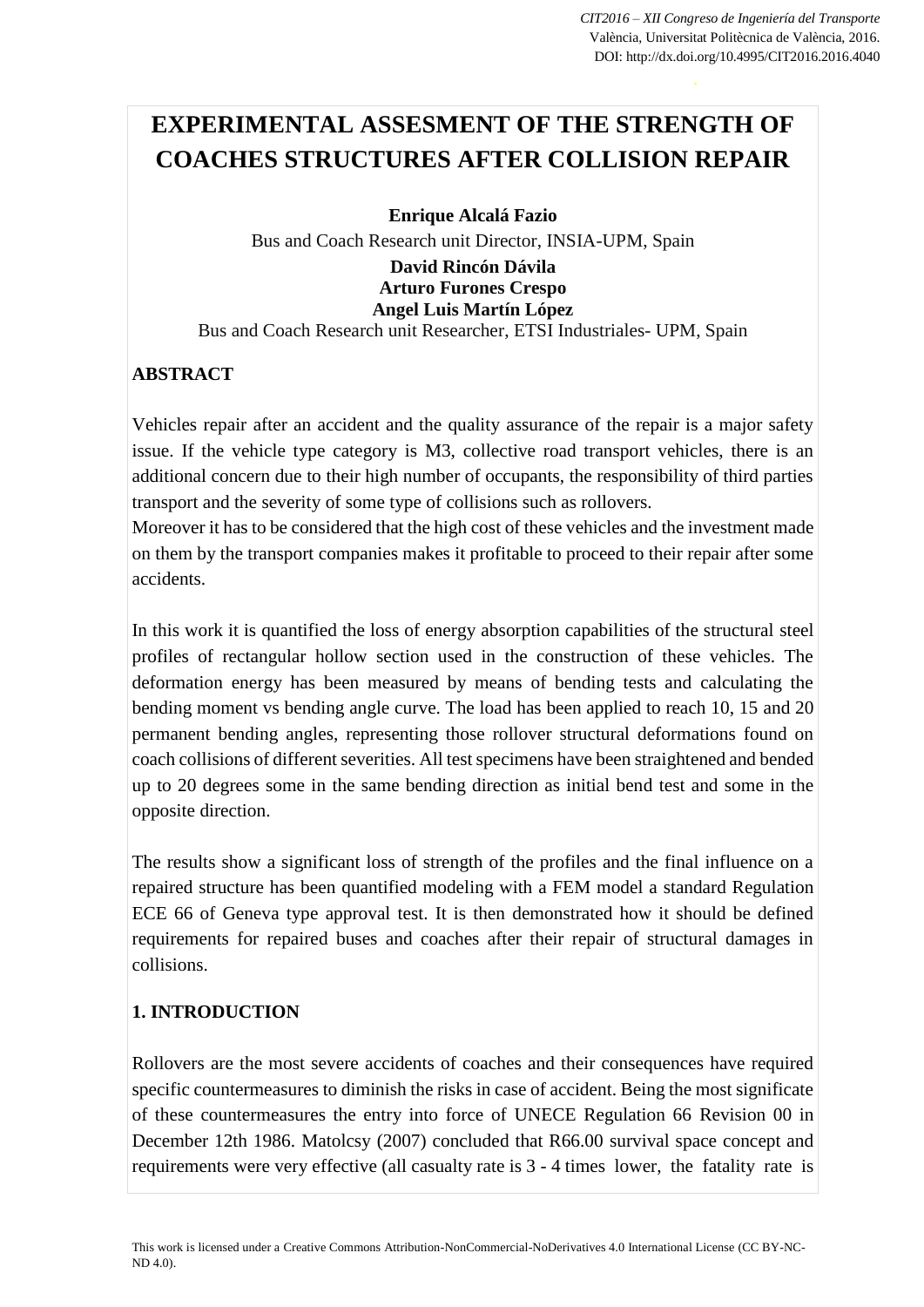# EXPERIMENTAL ASSESMENT OF THE STRENGTH OF COACHES STRUCTURES AFTER COLLISION REPAIR

**Enrique Alcalá Fazio**

Bus and Coach Research unit Director, INSIA-UPM, Spain

**David Rincón Dávila**
**Arturo Furones Crespo**
**Angel Luis Martín López**

Bus and Coach Research unit Researcher, ETSI Industriales- UPM, Spain

## ABSTRACT

Vehicles repair after an accident and the quality assurance of the repair is a major safety issue. If the vehicle type category is M3, collective road transport vehicles, there is an additional concern due to their high number of occupants, the responsibility of third parties transport and the severity of some type of collisions such as rollovers.
Moreover it has to be considered that the high cost of these vehicles and the investment made on them by the transport companies makes it profitable to proceed to their repair after some accidents.

In this work it is quantified the loss of energy absorption capabilities of the structural steel profiles of rectangular hollow section used in the construction of these vehicles. The deformation energy has been measured by means of bending tests and calculating the bending moment vs bending angle curve. The load has been applied to reach 10, 15 and 20 permanent bending angles, representing those rollover structural deformations found on coach collisions of different severities. All test specimens have been straightened and bended up to 20 degrees some in the same bending direction as initial bend test and some in the opposite direction.

The results show a significant loss of strength of the profiles and the final influence on a repaired structure has been quantified modeling with a FEM model a standard Regulation ECE 66 of Geneva type approval test. It is then demonstrated how it should be defined requirements for repaired buses and coaches after their repair of structural damages in collisions.

## 1. INTRODUCTION

Rollovers are the most severe accidents of coaches and their consequences have required specific countermeasures to diminish the risks in case of accident. Being the most significate of these countermeasures the entry into force of UNECE Regulation 66 Revision 00 in December 12th 1986. Matolcsy (2007) concluded that R66.00 survival space concept and requirements were very effective (all casualty rate is 3 - 4 times lower, the fatality rate is

This work is licensed under a Creative Commons Attribution-NonCommercial-NoDerivatives 4.0 International License (CC BY-NC-ND 4.0).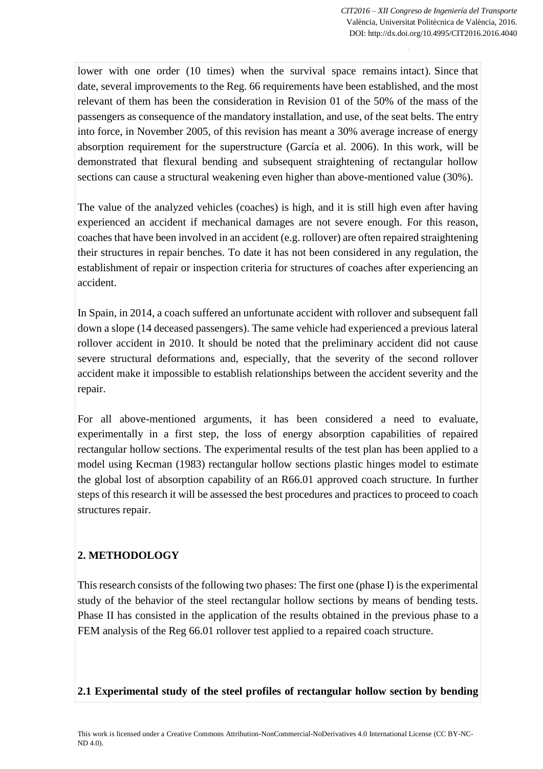lower with one order (10 times) when the survival space remains intact). Since that date, several improvements to the Reg. 66 requirements have been established, and the most relevant of them has been the consideration in Revision 01 of the 50% of the mass of the passengers as consequence of the mandatory installation, and use, of the seat belts. The entry into force, in November 2005, of this revision has meant a 30% average increase of energy absorption requirement for the superstructure (García et al. 2006). In this work, will be demonstrated that flexural bending and subsequent straightening of rectangular hollow sections can cause a structural weakening even higher than above-mentioned value (30%).

The value of the analyzed vehicles (coaches) is high, and it is still high even after having experienced an accident if mechanical damages are not severe enough. For this reason, coaches that have been involved in an accident (e.g. rollover) are often repaired straightening their structures in repair benches. To date it has not been considered in any regulation, the establishment of repair or inspection criteria for structures of coaches after experiencing an accident.

In Spain, in 2014, a coach suffered an unfortunate accident with rollover and subsequent fall down a slope (14 deceased passengers). The same vehicle had experienced a previous lateral rollover accident in 2010. It should be noted that the preliminary accident did not cause severe structural deformations and, especially, that the severity of the second rollover accident make it impossible to establish relationships between the accident severity and the repair.

For all above-mentioned arguments, it has been considered a need to evaluate, experimentally in a first step, the loss of energy absorption capabilities of repaired rectangular hollow sections. The experimental results of the test plan has been applied to a model using Kecman (1983) rectangular hollow sections plastic hinges model to estimate the global lost of absorption capability of an R66.01 approved coach structure. In further steps of this research it will be assessed the best procedures and practices to proceed to coach structures repair.

## 2. METHODOLOGY

This research consists of the following two phases: The first one (phase I) is the experimental study of the behavior of the steel rectangular hollow sections by means of bending tests. Phase II has consisted in the application of the results obtained in the previous phase to a FEM analysis of the Reg 66.01 rollover test applied to a repaired coach structure.

### 2.1 Experimental study of the steel profiles of rectangular hollow section by bending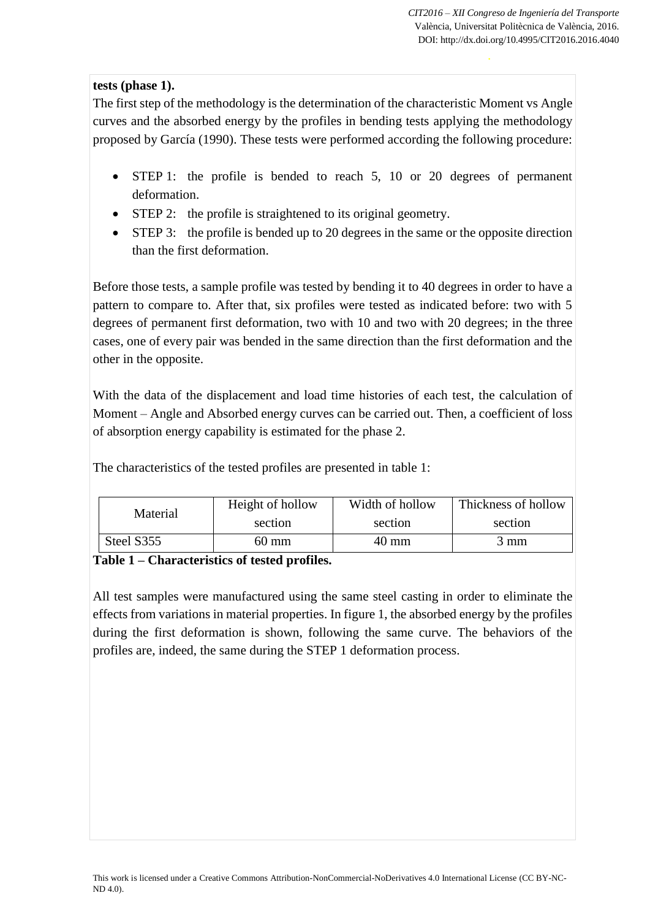**tests (phase 1).**

The first step of the methodology is the determination of the characteristic Moment vs Angle curves and the absorbed energy by the profiles in bending tests applying the methodology proposed by García (1990). These tests were performed according the following procedure:

- STEP 1: the profile is bended to reach 5, 10 or 20 degrees of permanent deformation.
- STEP 2: the profile is straightened to its original geometry.
- STEP 3: the profile is bended up to 20 degrees in the same or the opposite direction than the first deformation.

Before those tests, a sample profile was tested by bending it to 40 degrees in order to have a pattern to compare to. After that, six profiles were tested as indicated before: two with 5 degrees of permanent first deformation, two with 10 and two with 20 degrees; in the three cases, one of every pair was bended in the same direction than the first deformation and the other in the opposite.

With the data of the displacement and load time histories of each test, the calculation of Moment – Angle and Absorbed energy curves can be carried out. Then, a coefficient of loss of absorption energy capability is estimated for the phase 2.

The characteristics of the tested profiles are presented in table 1:

| Material | Height of hollow section | Width of hollow section | Thickness of hollow section |
|---|---|---|---|
| Steel S355 | 60 mm | 40 mm | 3 mm |

**Table 1 – Characteristics of tested profiles.**

All test samples were manufactured using the same steel casting in order to eliminate the effects from variations in material properties. In figure 1, the absorbed energy by the profiles during the first deformation is shown, following the same curve. The behaviors of the profiles are, indeed, the same during the STEP 1 deformation process.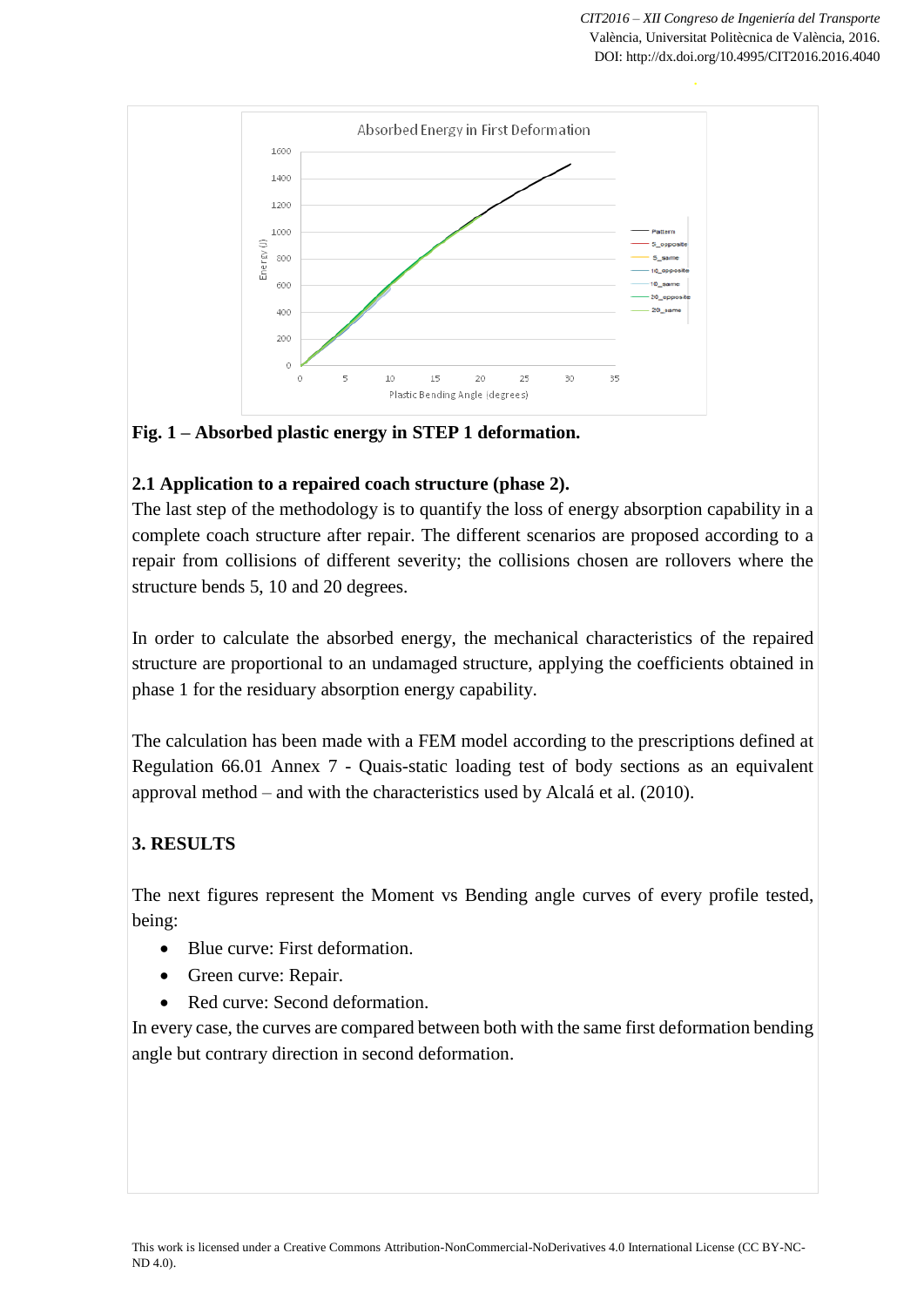Fig. 1 – Absorbed plastic energy in STEP 1 deformation.

### 2.1 Application to a repaired coach structure (phase 2).

The last step of the methodology is to quantify the loss of energy absorption capability in a complete coach structure after repair. The different scenarios are proposed according to a repair from collisions of different severity; the collisions chosen are rollovers where the structure bends 5, 10 and 20 degrees.

In order to calculate the absorbed energy, the mechanical characteristics of the repaired structure are proportional to an undamaged structure, applying the coefficients obtained in phase 1 for the residuary absorption energy capability.

The calculation has been made with a FEM model according to the prescriptions defined at Regulation 66.01 Annex 7 - Quais-static loading test of body sections as an equivalent approval method – and with the characteristics used by Alcalá et al. (2010).

## 3. RESULTS

The next figures represent the Moment vs Bending angle curves of every profile tested, being:

- Blue curve: First deformation.
- Green curve: Repair.
- Red curve: Second deformation.

In every case, the curves are compared between both with the same first deformation bending angle but contrary direction in second deformation.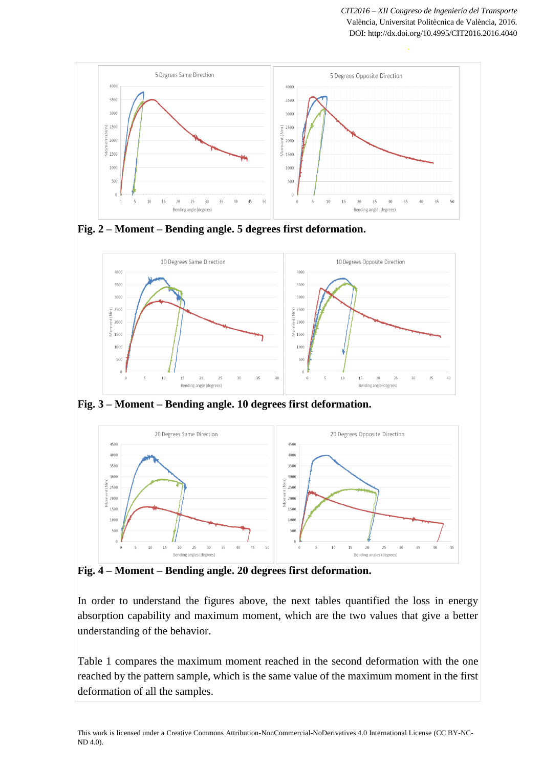**Fig. 2 – Moment – Bending angle. 5 degrees first deformation.**

**Fig. 3 – Moment – Bending angle. 10 degrees first deformation.**

**Fig. 4 – Moment – Bending angle. 20 degrees first deformation.**

In order to understand the figures above, the next tables quantified the loss in energy absorption capability and maximum moment, which are the two values that give a better understanding of the behavior.

Table 1 compares the maximum moment reached in the second deformation with the one reached by the pattern sample, which is the same value of the maximum moment in the first deformation of all the samples.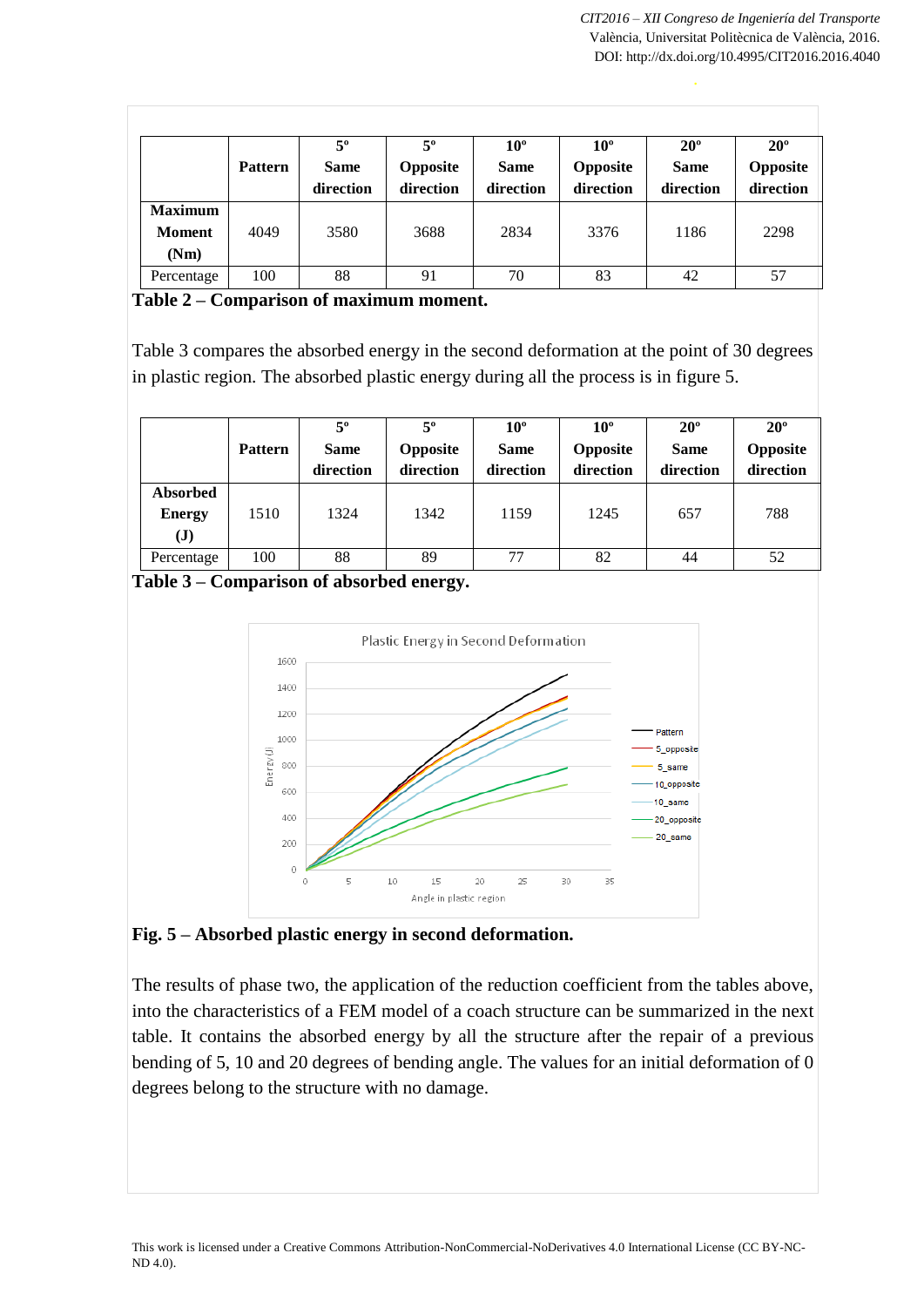|  | Pattern | 5º Same direction | 5º Opposite direction | 10º Same direction | 10º Opposite direction | 20º Same direction | 20º Opposite direction |
|---|---|---|---|---|---|---|---|
| **Maximum Moment (Nm)** | 4049 | 3580 | 3688 | 2834 | 3376 | 1186 | 2298 |
| Percentage | 100 | 88 | 91 | 70 | 83 | 42 | 57 |

**Table 2 – Comparison of maximum moment.**

Table 3 compares the absorbed energy in the second deformation at the point of 30 degrees in plastic region. The absorbed plastic energy during all the process is in figure 5.

|  | Pattern | 5º Same direction | 5º Opposite direction | 10º Same direction | 10º Opposite direction | 20º Same direction | 20º Opposite direction |
|---|---|---|---|---|---|---|---|
| **Absorbed Energy (J)** | 1510 | 1324 | 1342 | 1159 | 1245 | 657 | 788 |
| Percentage | 100 | 88 | 89 | 77 | 82 | 44 | 52 |

**Table 3 – Comparison of absorbed energy.**

**Fig. 5 – Absorbed plastic energy in second deformation.**

The results of phase two, the application of the reduction coefficient from the tables above, into the characteristics of a FEM model of a coach structure can be summarized in the next table. It contains the absorbed energy by all the structure after the repair of a previous bending of 5, 10 and 20 degrees of bending angle. The values for an initial deformation of 0 degrees belong to the structure with no damage.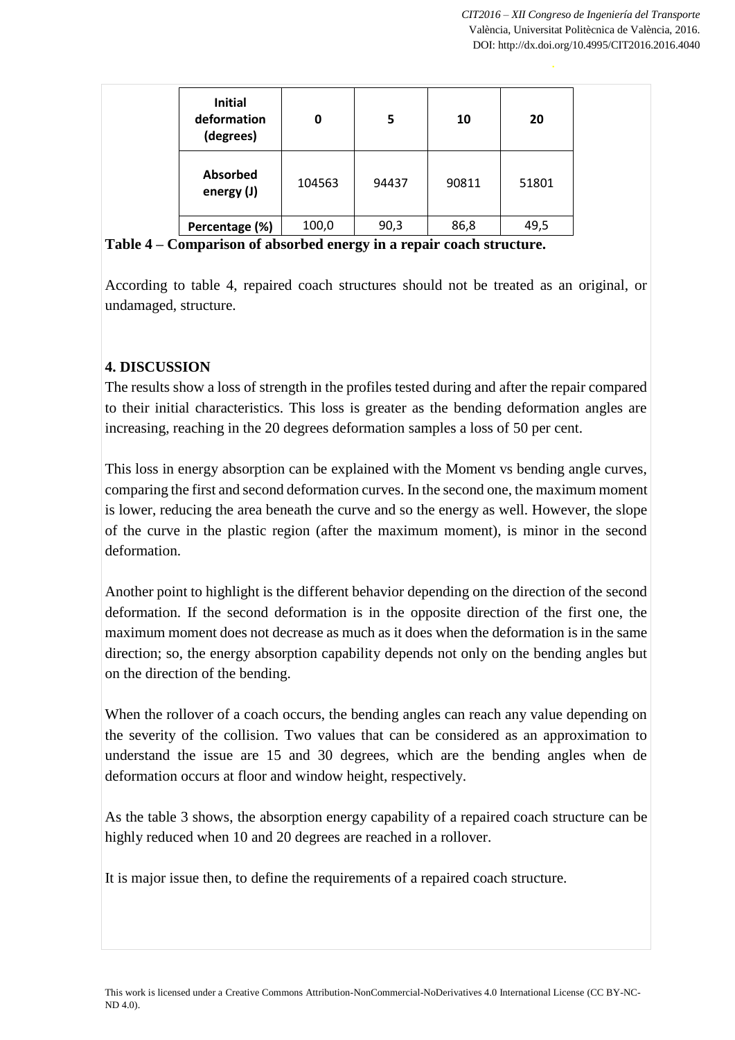| Initial deformation (degrees) | 0 | 5 | 10 | 20 |
|---|---|---|---|---|
| Absorbed energy (J) | 104563 | 94437 | 90811 | 51801 |
| Percentage (%) | 100,0 | 90,3 | 86,8 | 49,5 |

**Table 4 – Comparison of absorbed energy in a repair coach structure.**

According to table 4, repaired coach structures should not be treated as an original, or undamaged, structure.

## 4. DISCUSSION

The results show a loss of strength in the profiles tested during and after the repair compared to their initial characteristics. This loss is greater as the bending deformation angles are increasing, reaching in the 20 degrees deformation samples a loss of 50 per cent.

This loss in energy absorption can be explained with the Moment vs bending angle curves, comparing the first and second deformation curves. In the second one, the maximum moment is lower, reducing the area beneath the curve and so the energy as well. However, the slope of the curve in the plastic region (after the maximum moment), is minor in the second deformation.

Another point to highlight is the different behavior depending on the direction of the second deformation. If the second deformation is in the opposite direction of the first one, the maximum moment does not decrease as much as it does when the deformation is in the same direction; so, the energy absorption capability depends not only on the bending angles but on the direction of the bending.

When the rollover of a coach occurs, the bending angles can reach any value depending on the severity of the collision. Two values that can be considered as an approximation to understand the issue are 15 and 30 degrees, which are the bending angles when de deformation occurs at floor and window height, respectively.

As the table 3 shows, the absorption energy capability of a repaired coach structure can be highly reduced when 10 and 20 degrees are reached in a rollover.

It is major issue then, to define the requirements of a repaired coach structure.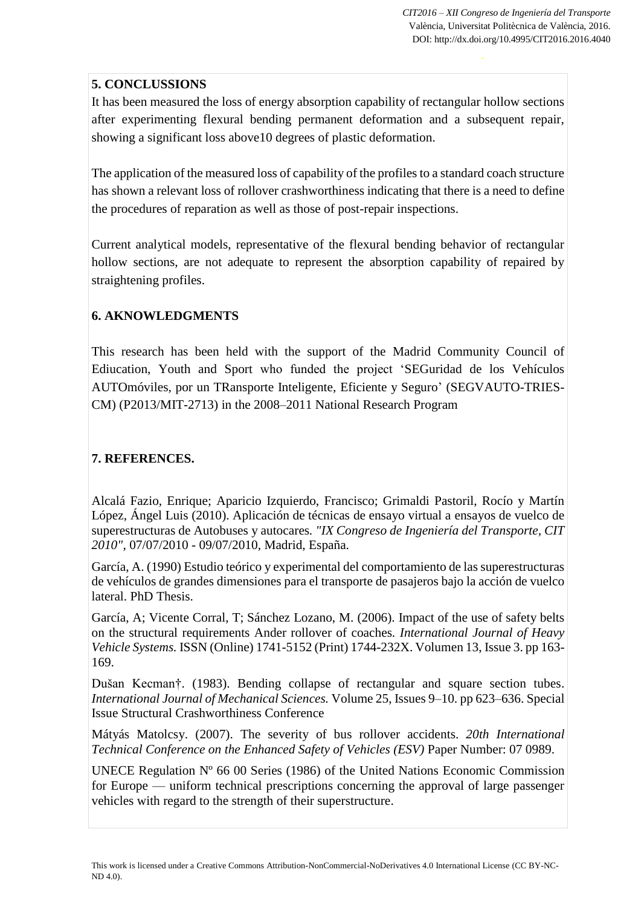## 5. CONCLUSSIONS

It has been measured the loss of energy absorption capability of rectangular hollow sections after experimenting flexural bending permanent deformation and a subsequent repair, showing a significant loss above10 degrees of plastic deformation.

The application of the measured loss of capability of the profiles to a standard coach structure has shown a relevant loss of rollover crashworthiness indicating that there is a need to define the procedures of reparation as well as those of post-repair inspections.

Current analytical models, representative of the flexural bending behavior of rectangular hollow sections, are not adequate to represent the absorption capability of repaired by straightening profiles.

## 6. AKNOWLEDGMENTS

This research has been held with the support of the Madrid Community Council of Ediucation, Youth and Sport who funded the project 'SEGuridad de los Vehículos AUTOmóviles, por un TRansporte Inteligente, Eficiente y Seguro' (SEGVAUTO-TRIES-CM) (P2013/MIT-2713) in the 2008–2011 National Research Program

## 7. REFERENCES.

Alcalá Fazio, Enrique; Aparicio Izquierdo, Francisco; Grimaldi Pastoril, Rocío y Martín López, Ángel Luis (2010). Aplicación de técnicas de ensayo virtual a ensayos de vuelco de superestructuras de Autobuses y autocares. *"IX Congreso de Ingeniería del Transporte, CIT 2010"*, 07/07/2010 - 09/07/2010, Madrid, España.

García, A. (1990) Estudio teórico y experimental del comportamiento de las superestructuras de vehículos de grandes dimensiones para el transporte de pasajeros bajo la acción de vuelco lateral. PhD Thesis.

García, A; Vicente Corral, T; Sánchez Lozano, M. (2006). Impact of the use of safety belts on the structural requirements Ander rollover of coaches. *International Journal of Heavy Vehicle Systems.* ISSN (Online) 1741-5152 (Print) 1744-232X. Volumen 13, Issue 3. pp 163-169.

Dušan Kecman†. (1983). Bending collapse of rectangular and square section tubes. *International Journal of Mechanical Sciences.* Volume 25, Issues 9–10. pp 623–636. Special Issue Structural Crashworthiness Conference

Mátyás Matolcsy. (2007). The severity of bus rollover accidents. *20th International Technical Conference on the Enhanced Safety of Vehicles (ESV)* Paper Number: 07 0989.

UNECE Regulation Nº 66 00 Series (1986) of the United Nations Economic Commission for Europe — uniform technical prescriptions concerning the approval of large passenger vehicles with regard to the strength of their superstructure.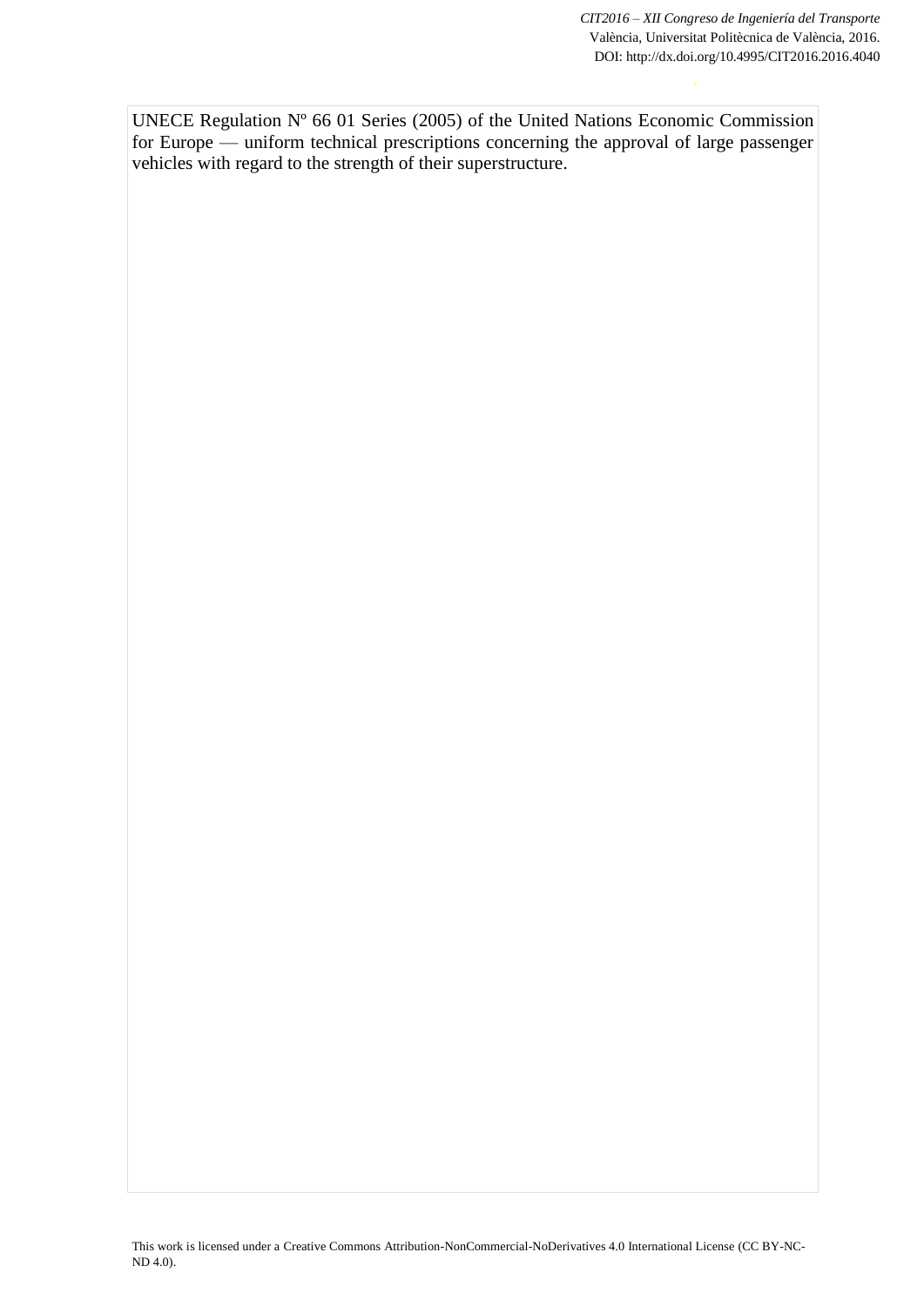UNECE Regulation Nº 66 01 Series (2005) of the United Nations Economic Commission for Europe — uniform technical prescriptions concerning the approval of large passenger vehicles with regard to the strength of their superstructure.

This work is licensed under a Creative Commons Attribution-NonCommercial-NoDerivatives 4.0 International License (CC BY-NC-ND 4.0).